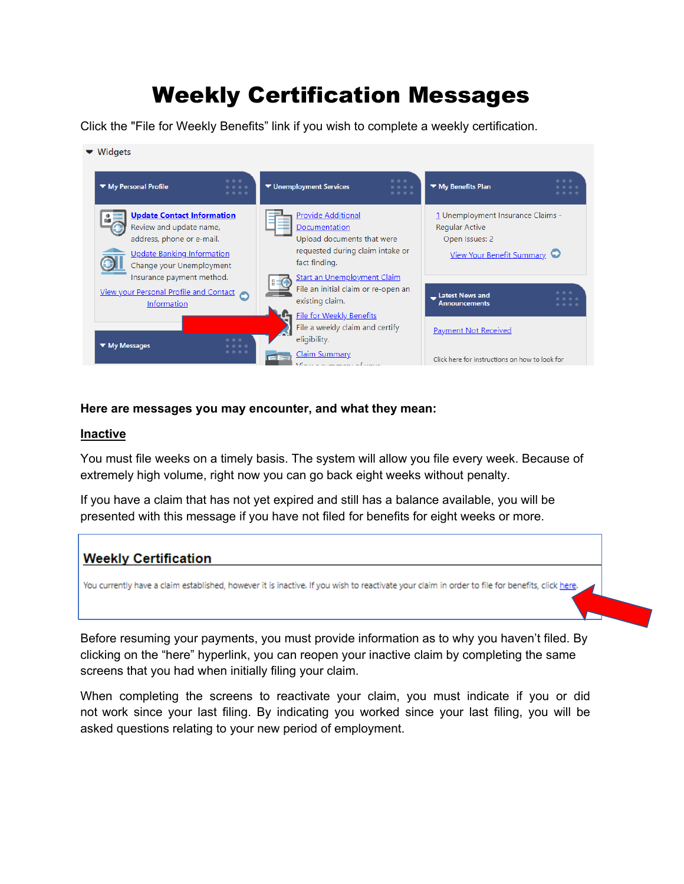# Weekly Certification Messages

Click the "File for Weekly Benefits" link if you wish to complete a weekly certification.

**Here are messages you may encounter, and what they mean:**

## Inactive

You must file weeks on a timely basis. The system will allow you file every week. Because of extremely high volume, right now you can go back eight weeks without penalty.

If you have a claim that has not yet expired and still has a balance available, you will be presented with this message if you have not filed for benefits for eight weeks or more.

Before resuming your payments, you must provide information as to why you haven't filed. By clicking on the "here" hyperlink, you can reopen your inactive claim by completing the same screens that you had when initially filing your claim.

When completing the screens to reactivate your claim, you must indicate if you or did not work since your last filing. By indicating you worked since your last filing, you will be asked questions relating to your new period of employment.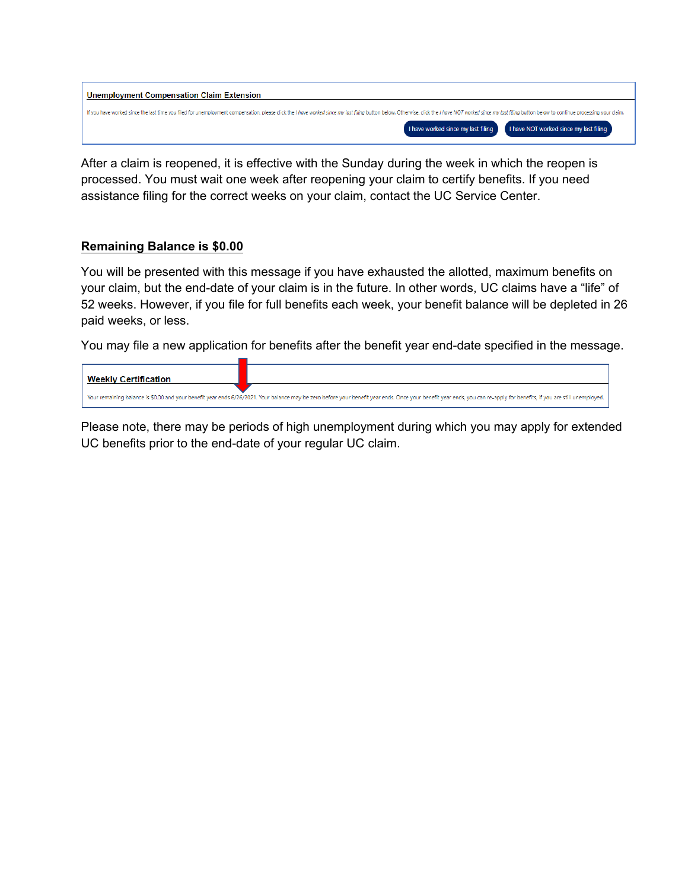**Unemployment Compensation Claim Extension**

If you have worked since the last time you filed for unemployment compensation, please click the *I have worked since my last filing* button below. Otherwise, click the *I have NOT worked since my last filing* button below to continue processing your claim.

I have worked since my last filing | I have NOT worked since my last filing

After a claim is reopened, it is effective with the Sunday during the week in which the reopen is processed. You must wait one week after reopening your claim to certify benefits. If you need assistance filing for the correct weeks on your claim, contact the UC Service Center.

## Remaining Balance is $0.00

You will be presented with this message if you have exhausted the allotted, maximum benefits on your claim, but the end-date of your claim is in the future. In other words, UC claims have a "life" of 52 weeks. However, if you file for full benefits each week, your benefit balance will be depleted in 26 paid weeks, or less.

You may file a new application for benefits after the benefit year end-date specified in the message.

**Weekly Certification**

Your remaining balance is $0.00 and your benefit year ends 6/26/2021. Your balance may be zero before your benefit year ends. Once your benefit year ends, you can re-apply for benefits, if you are still unemployed.

Please note, there may be periods of high unemployment during which you may apply for extended UC benefits prior to the end-date of your regular UC claim.